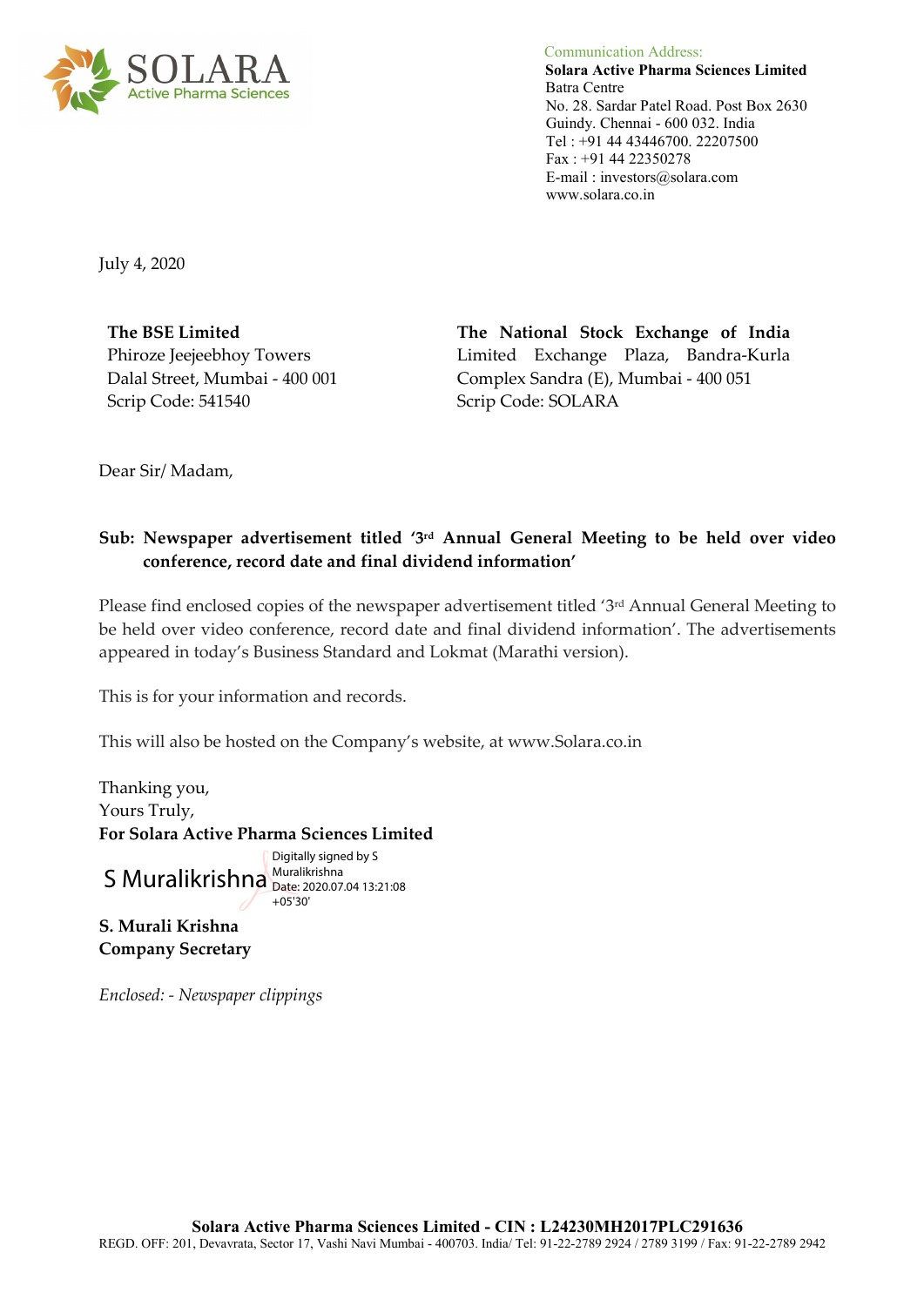SOLARA
Active Pharma Sciences

Communication Address:
**Solara Active Pharma Sciences Limited**
Batra Centre
No. 28. Sardar Patel Road. Post Box 2630
Guindy. Chennai - 600 032. India
Tel : +91 44 43446700. 22207500
Fax : +91 44 22350278
E-mail : investors@solara.com
www.solara.co.in

July 4, 2020

**The BSE Limited**
Phiroze Jeejeebhoy Towers
Dalal Street, Mumbai - 400 001
Scrip Code: 541540

**The National Stock Exchange of India**
Limited Exchange Plaza, Bandra-Kurla
Complex Sandra (E), Mumbai - 400 051
Scrip Code: SOLARA

Dear Sir/ Madam,

**Sub: Newspaper advertisement titled '3rd Annual General Meeting to be held over video conference, record date and final dividend information'**

Please find enclosed copies of the newspaper advertisement titled '3rd Annual General Meeting to be held over video conference, record date and final dividend information'. The advertisements appeared in today's Business Standard and Lokmat (Marathi version).

This is for your information and records.

This will also be hosted on the Company's website, at www.Solara.co.in

Thanking you,
Yours Truly,
**For Solara Active Pharma Sciences Limited**

S Muralikrishna
Digitally signed by S Muralikrishna
Date: 2020.07.04 13:21:08 +05'30'

**S. Murali Krishna**
**Company Secretary**

*Enclosed: - Newspaper clippings*

**Solara Active Pharma Sciences Limited - CIN : L24230MH2017PLC291636**
REGD. OFF: 201, Devavrata, Sector 17, Vashi Navi Mumbai - 400703. India/ Tel: 91-22-2789 2924 / 2789 3199 / Fax: 91-22-2789 2942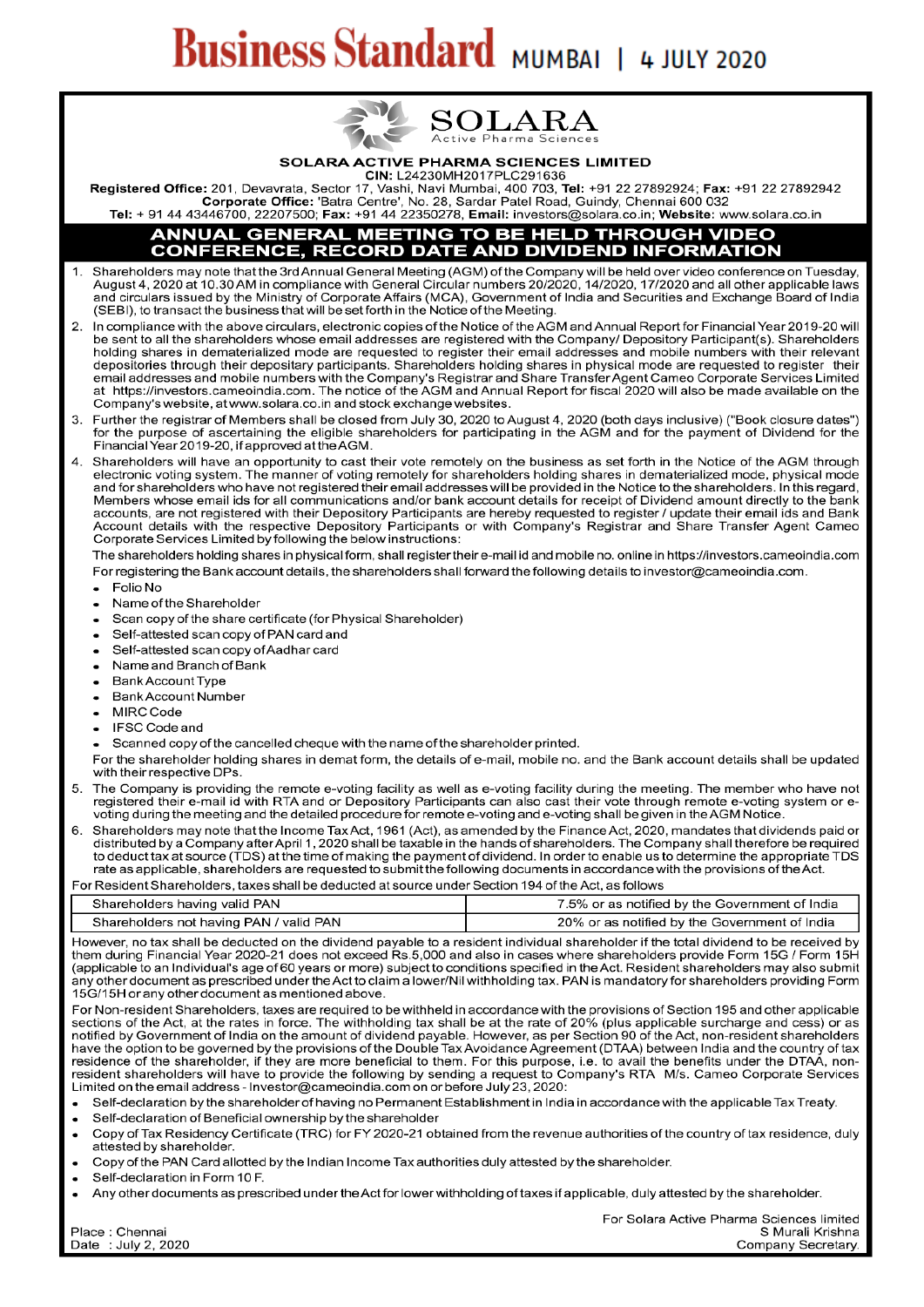Business Standard MUMBAI | 4 JULY 2020

SOLARA
Active Pharma Sciences

**SOLARA ACTIVE PHARMA SCIENCES LIMITED**

**CIN:** L24230MH2017PLC291636

**Registered Office:** 201, Devavrata, Sector 17, Vashi, Navi Mumbai, 400 703, **Tel:** +91 22 27892924; **Fax:** +91 22 27892942
**Corporate Office:** 'Batra Centre', No. 28, Sardar Patel Road, Guindy, Chennai 600 032
**Tel:** + 91 44 43446700, 22207500; **Fax:** +91 44 22350278, **Email:** investors@solara.co.in; **Website:** www.solara.co.in

## ANNUAL GENERAL MEETING TO BE HELD THROUGH VIDEO CONFERENCE, RECORD DATE AND DIVIDEND INFORMATION

1. Shareholders may note that the 3rd Annual General Meeting (AGM) of the Company will be held over video conference on Tuesday, August 4, 2020 at 10.30 AM in compliance with General Circular numbers 20/2020, 14/2020, 17/2020 and all other applicable laws and circulars issued by the Ministry of Corporate Affairs (MCA), Government of India and Securities and Exchange Board of India (SEBI), to transact the business that will be set forth in the Notice of the Meeting.
2. In compliance with the above circulars, electronic copies of the Notice of the AGM and Annual Report for Financial Year 2019-20 will be sent to all the shareholders whose email addresses are registered with the Company/ Depository Participant(s). Shareholders holding shares in dematerialized mode are requested to register their email addresses and mobile numbers with their relevant depositories through their depositary participants. Shareholders holding shares in physical mode are requested to register their email addresses and mobile numbers with the Company's Registrar and Share Transfer Agent Cameo Corporate Services Limited at https://investors.cameoindia.com. The notice of the AGM and Annual Report for fiscal 2020 will also be made available on the Company's website, at www.solara.co.in and stock exchange websites.
3. Further the registrar of Members shall be closed from July 30, 2020 to August 4, 2020 (both days inclusive) ("Book closure dates") for the purpose of ascertaining the eligible shareholders for participating in the AGM and for the payment of Dividend for the Financial Year 2019-20, if approved at the AGM.
4. Shareholders will have an opportunity to cast their vote remotely on the business as set forth in the Notice of the AGM through electronic voting system. The manner of voting remotely for shareholders holding shares in dematerialized mode, physical mode and for shareholders who have not registered their email addresses will be provided in the Notice to the shareholders. In this regard, Members whose email ids for all communications and/or bank account details for receipt of Dividend amount directly to the bank accounts, are not registered with their Depository Participants are hereby requested to register / update their email ids and Bank Account details with the respective Depository Participants or with Company's Registrar and Share Transfer Agent Cameo Corporate Services Limited by following the below instructions:

   The shareholders holding shares in physical form, shall register their e-mail id and mobile no. online in https://investors.cameoindia.com

   For registering the Bank account details, the shareholders shall forward the following details to investor@cameoindia.com.

   - Folio No
   - Name of the Shareholder
   - Scan copy of the share certificate (for Physical Shareholder)
   - Self-attested scan copy of PAN card and
   - Self-attested scan copy of Aadhar card
   - Name and Branch of Bank
   - Bank Account Type
   - Bank Account Number
   - MIRC Code
   - IFSC Code and
   - Scanned copy of the cancelled cheque with the name of the shareholder printed.

   For the shareholder holding shares in demat form, the details of e-mail, mobile no. and the Bank account details shall be updated with their respective DPs.
5. The Company is providing the remote e-voting facility as well as e-voting facility during the meeting. The member who have not registered their e-mail id with RTA and or Depository Participants can also cast their vote through remote e-voting system or e-voting during the meeting and the detailed procedure for remote e-voting and e-voting shall be given in the AGM Notice.
6. Shareholders may note that the Income Tax Act, 1961 (Act), as amended by the Finance Act, 2020, mandates that dividends paid or distributed by a Company after April 1, 2020 shall be taxable in the hands of shareholders. The Company shall therefore be required to deduct tax at source (TDS) at the time of making the payment of dividend. In order to enable us to determine the appropriate TDS rate as applicable, shareholders are requested to submit the following documents in accordance with the provisions of the Act.

For Resident Shareholders, taxes shall be deducted at source under Section 194 of the Act, as follows

| Shareholders having valid PAN | 7.5% or as notified by the Government of India |
|---|---|
| Shareholders not having PAN / valid PAN | 20% or as notified by the Government of India |

However, no tax shall be deducted on the dividend payable to a resident individual shareholder if the total dividend to be received by them during Financial Year 2020-21 does not exceed Rs.5,000 and also in cases where shareholders provide Form 15G / Form 15H (applicable to an Individual's age of 60 years or more) subject to conditions specified in the Act. Resident shareholders may also submit any other document as prescribed under the Act to claim a lower/Nil withholding tax. PAN is mandatory for shareholders providing Form 15G/15H or any other document as mentioned above.

For Non-resident Shareholders, taxes are required to be withheld in accordance with the provisions of Section 195 and other applicable sections of the Act, at the rates in force. The withholding tax shall be at the rate of 20% (plus applicable surcharge and cess) or as notified by Government of India on the amount of dividend payable. However, as per Section 90 of the Act, non-resident shareholders have the option to be governed by the provisions of the Double Tax Avoidance Agreement (DTAA) between India and the country of tax residence of the shareholder, if they are more beneficial to them. For this purpose, i.e. to avail the benefits under the DTAA, non-resident shareholders will have to provide the following by sending a request to Company's RTA M/s. Cameo Corporate Services Limited on the email address - Investor@cameoindia.com on or before July 23, 2020:

- Self-declaration by the shareholder of having no Permanent Establishment in India in accordance with the applicable Tax Treaty.
- Self-declaration of Beneficial ownership by the shareholder
- Copy of Tax Residency Certificate (TRC) for FY 2020-21 obtained from the revenue authorities of the country of tax residence, duly attested by shareholder.
- Copy of the PAN Card allotted by the Indian Income Tax authorities duly attested by the shareholder.
- Self-declaration in Form 10 F.
- Any other documents as prescribed under the Act for lower withholding of taxes if applicable, duly attested by the shareholder.

For Solara Active Pharma Sciences limited
S Murali Krishna
Company Secretary

Place : Chennai
Date : July 2, 2020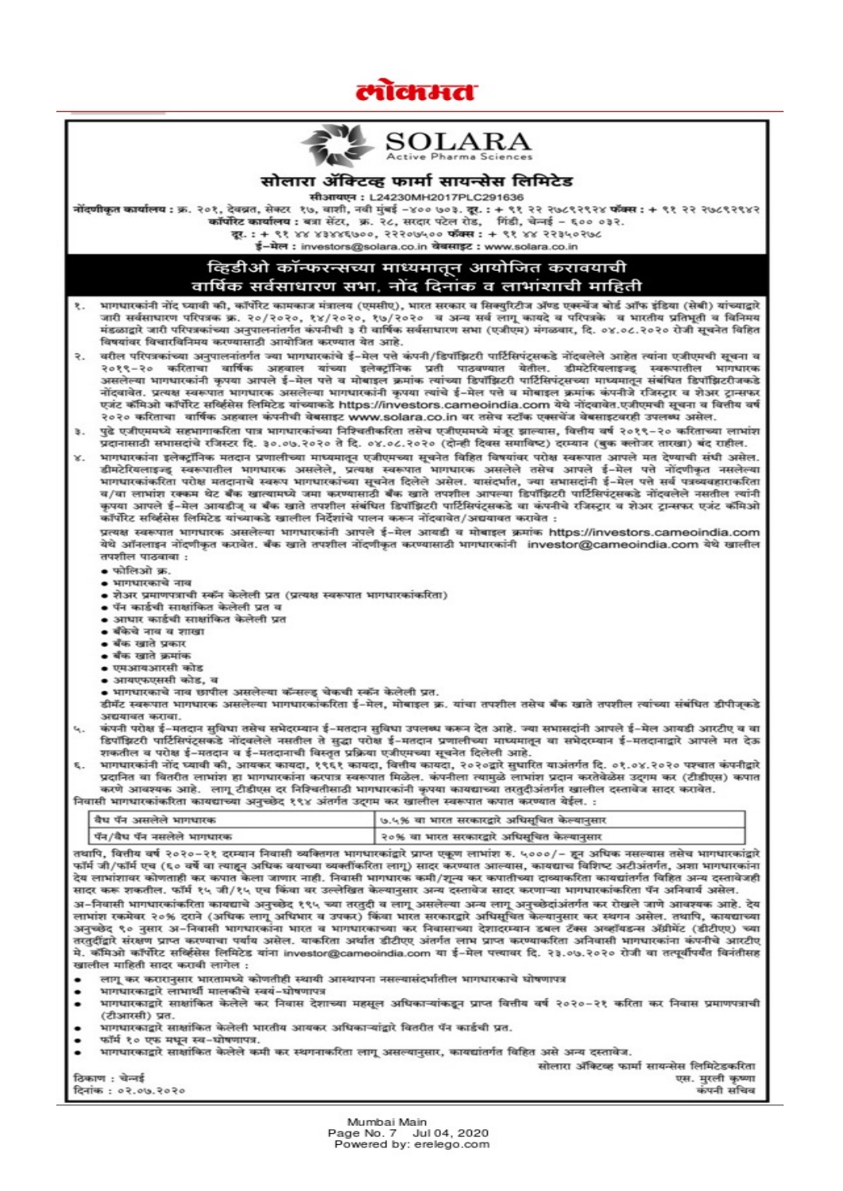लोकमत

# SOLARA

Active Pharma Sciences

## सोलारा ॲक्टिव्ह फार्मा सायन्सेस लिमिटेड

सीआयएन : L24230MH2017PLC291636

**नोंदणीकृत कार्यालय :** क्र. २०१, देवव्रत, सेक्टर १७, वाशी, नवी मुंबई –४०० ७०३. **दूर. :** + ९१ २२ २७८९२९२४ **फॅक्स :** + ९१ २२ २७८९२९४२
**कॉर्पोरेट कार्यालय :** बत्रा सेंटर, क्र. २८, सरदार पटेल रोड, गिंडी, चेन्नई – ६०० ०३२.
**दूर. :** + ९१ ४४ ४३४४६७००, २२२०७५०० **फॅक्स :** + ९१ ४४ २२३५०२७८
**ई-मेल :** investors@solara.co.in **वेबसाइट :** www.solara.co.in

## व्हिडीओ कॉन्फरन्सच्या माध्यमातून आयोजित करावयाची वार्षिक सर्वसाधारण सभा, नोंद दिनांक व लाभांशाची माहिती

१. भागधारकांनी नोंद घ्यावी की, कॉर्पोरेट कामकाज मंत्रालय (एमसीए), भारत सरकार व सिक्युरिटीज अँड एक्स्चेंज बोर्ड ऑफ इंडिया (सेबी) यांच्याद्वारे जारी सर्वसाधारण परिपत्रक क्र. २०/२०२०, १४/२०२०, १७/२०२० व अन्य सर्व लागू कायदे व परिपत्रके व भारतीय प्रतिभूती व विनिमय मंडळाद्वारे जारी परिपत्रकांच्या अनुपालनांतर्गत कंपनीची ३ री वार्षिक सर्वसाधारण सभा (एजीएम) मंगळवार, दि. ०४.०८.२०२० रोजी सूचनेत विहित विषयांवर विचारविनिमय करण्यासाठी आयोजित करण्यात येत आहे.

२. वरील परिपत्रकांच्या अनुपालनांतर्गत ज्या भागधारकांचे ई-मेल पत्ते कंपनी/डिपॉझिटरी पार्टिसिपंट्सकडे नोंदवलेले आहेत त्यांना एजीएमची सूचना व २०१९-२० करिताचा वार्षिक अहवाल यांच्या इलेक्ट्रॉनिक प्रती पाठवण्यात येतील. डीमटेरियलाइज्ड स्वरूपातील भागधारक असलेल्या भागधारकांनी कृपया आपले ई-मेल पत्ते व मोबाइल क्रमांक त्यांच्या डिपॉझिटरी पार्टिसिपंट्सच्या माध्यमातून संबंधित डिपॉझिटरीजकडे नोंदवावेत. प्रत्यक्ष स्वरूपात भागधारक असलेल्या भागधारकांनी कृपया त्यांचे ई-मेल पत्ते व मोबाइल क्रमांक कंपनीचे रजिस्ट्रार व शेअर ट्रान्सफर एजंट कॅमिओ कॉर्पोरेट सर्व्हिसेस लिमिटेड यांच्याकडे https://investors.cameoindia.com येथे नोंदवावेत.एजीएमची सूचना व वित्तीय वर्ष २०२० करिताचा वार्षिक अहवाल कंपनीची वेबसाइट www.solara.co.in वर तसेच स्टॉक एक्स्चेंज वेबसाइटवरही उपलब्ध असेल.

३. पुढे एजीएममध्ये सहभागाकरिता पात्र भागधारकांच्या निश्चितीकरिता तसेच एजीएममध्ये मंजूर झाल्यास, वित्तीय वर्ष २०१९-२० करिताच्या लाभांश प्रदानासाठी सभासदांचे रजिस्टर दि. ३०.०७.२०२० ते दि. ०४.०८.२०२० (दोन्ही दिवस समाविष्ट) दरम्यान (बुक क्लोजर तारखा) बंद राहील.

४. भागधारकांना इलेक्ट्रॉनिक मतदान प्रणालीच्या माध्यमातून एजीएमच्या सूचनेत विहित विषयांवर परोक्ष स्वरूपात आपले मत देण्याची संधी असेल. डीमटेरियलाइज्ड स्वरूपातील भागधारक असलेले, प्रत्यक्ष स्वरूपात भागधारक असलेले तसेच आपले ई-मेल पत्ते नोंदणीकृत नसलेल्या भागधारकांकरिता परोक्ष मतदानाचे स्वरूप भागधारकांच्या सूचनेत दिलेले असेल. यासंदर्भात, ज्या सभासदांनी ई-मेल पत्ते सर्व पत्रव्यवहाराकरिता व/वा लाभांश रक्कम थेट बँक खात्यामध्ये जमा करण्यासाठी बँक खाते तपशील आपल्या डिपॉझिटरी पार्टिसिपंट्सकडे नोंदवलेले नसतील त्यांनी कृपया आपले ई-मेल आयडीज् व बँक खाते तपशील संबंधित डिपॉझिटरी पार्टिसिपंट्सकडे वा कंपनीचे रजिस्ट्रार व शेअर ट्रान्सफर एजंट कॅमिओ कॉर्पोरेट सर्व्हिसेस लिमिटेड यांच्याकडे खालील निर्देशांचे पालन करून नोंदवावेत/अद्ययावत करावेत :

प्रत्यक्ष स्वरूपात भागधारक असलेल्या भागधारकांनी आपले ई-मेल आयडी व मोबाइल क्रमांक https://investors.cameoindia.com येथे ऑनलाइन नोंदणीकृत करावेत. बँक खाते तपशील नोंदणीकृत करण्यासाठी भागधारकांनी investor@cameoindia.com येथे खालील तपशील पाठवावा :

- फोलिओ क्र.
- भागधारकाचे नाव
- शेअर प्रमाणपत्राची स्कॅन केलेली प्रत (प्रत्यक्ष स्वरूपात भागधारकांकरिता)
- पॅन कार्डची साक्षांकित केलेली प्रत व
- आधार कार्डची साक्षांकित केलेली प्रत
- बँकेचे नाव व शाखा
- बँक खाते प्रकार
- बँक खाते क्रमांक
- एमआयसीआर कोड
- आयएफएससी कोड, व
- भागधारकाचे नाव छापील असलेल्या कॅन्सल्ड चेकची स्कॅन केलेली प्रत.

डीमॅट स्वरूपात भागधारक असलेल्या भागधारकांकरिता ई-मेल, मोबाइल क्र. यांचा तपशील तसेच बँक खाते तपशील त्यांच्या संबंधित डीपीज्कडे अद्ययावत करावा.

५. कंपनी परोक्ष ई-मतदान सुविधा तसेच सभेदरम्यान ई-मतदान सुविधा उपलब्ध करून देत आहे. ज्या सभासदांनी आपले ई-मेल आयडी आरटीए व वा डिपॉझिटरी पार्टिसिपंट्सकडे नोंदवलेले नसतील ते सुद्धा परोक्ष ई-मतदान प्रणालीच्या माध्यमातून वा सभेदरम्यान ई-मतदानाद्वारे आपले मत देऊ शकतील व परोक्ष ई-मतदान व ई-मतदानाची विस्तृत प्रक्रिया एजीएमच्या सूचनेत दिलेली आहे.

६. भागधारकांनी नोंद घ्यावी की, आयकर कायदा, १९६१ कायदा, वित्तीय कायदा, २०२०द्वारे सुधारित यांअंतर्गत दि. ०१.०४.२०२० पश्चात कंपनीद्वारे प्रदानित वा वितरीत लाभांश हा भागधारकांना करपात्र स्वरूपात मिळेल. कंपनीला त्यामुळे लाभांश प्रदान करतेवेळेस उद्गम कर (टीडीएस) कपात करणे आवश्यक आहे. लागू टीडीएस दर निश्चितीसाठी भागधारकांनी कृपया कायद्याच्या तरतुदीअंतर्गत खालील दस्तावेज सादर करावेत.

निवासी भागधारकांकरिता कायद्याच्या अनुच्छेद १९४ अंतर्गत उद्गम कर खालील स्वरूपात कपात करण्यात येईल. :

| | |
|---|---|
| वैध पॅन असलेले भागधारक | ७.५% वा भारत सरकारद्वारे अधिसूचित केल्यानुसार |
| पॅन/वैध पॅन नसलेले भागधारक | २०% वा भारत सरकारद्वारे अधिसूचित केल्यानुसार |

तथापि, वित्तीय वर्ष २०२०-२१ दरम्यान निवासी व्यक्तिगत भागधारकांद्वारे प्राप्त एकूण लाभांश रु. ५०००/- हून अधिक नसल्यास तसेच भागधारकांद्वारे फॉर्म जी/फॉर्म एच (६० वर्षे वा त्याहून अधिक वयाच्या व्यक्तींकरिता लागू) सादर करण्यात आल्यास, कायद्याच्या विशिष्ट अटींअंतर्गत, अशा भागधारकांना देय लाभांशावर कोणताही कर कपात केला जाणार नाही. निवासी भागधारक कमी/शून्य कर कपातीच्या दाव्याकरिता कायद्यांतर्गत विहित अन्य दस्तावेजही सादर करू शकतील. फॉर्म १५ जी/१५ एच किंवा वर उल्लेखित केल्यानुसार अन्य दस्तावेज सादर करणाऱ्या भागधारकांकरिता पॅन अनिवार्य असेल.

अ-निवासी भागधारकांकरिता कायद्याचे अनुच्छेद १९५ च्या तरतुदी व लागू असलेल्या अन्य लागू अनुच्छेदांअंतर्गत कर रोखले जाणे आवश्यक आहे. देय लाभांश रकमेवर २०% दराने (अधिक लागू अधिभार व उपकर) किंवा भारत सरकारद्वारे अधिसूचित केल्यानुसार कर स्थगन असेल. तथापि, कायद्याच्या अनुच्छेद ९० नुसार अ-निवासी भागधारकांना भारत व भागधारकाच्या कर निवासाच्या देशादरम्यान डबल टॅक्स अव्हॉयडन्स ॲग्रीमेंट (डीटीएए) च्या तरतुदींद्वारे संरक्षण प्राप्त करण्याचा पर्याय असेल. याकरिता अर्थात डीटीएए अंतर्गत लाभ प्राप्त करण्याकरिता अनिवासी भागधारकांना कंपनीचे आरटीए मे. कॅमिओ कॉर्पोरेट सर्व्हिसेस लिमिटेड यांना investor@cameoindia.com या ई-मेल पत्त्यावर दि. २३.०७.२०२० रोजी वा तत्पूर्वीपर्यंत विनंतीसह खालील माहिती सादर करावी लागेल :

- लागू कर करारानुसार भारतामध्ये कोणतीही स्थायी आस्थापना नसल्यासंदर्भातील भागधारकाचे घोषणापत्र
- भागधारकाद्वारे लाभार्थी मालकीचे स्वयं-घोषणापत्र
- भागधारकाद्वारे साक्षांकित केलेले कर निवास देशाच्या महसूल अधिकाऱ्यांकडून प्राप्त वित्तीय वर्ष २०२०-२१ करिता कर निवास प्रमाणपत्राची (टीआरसी) प्रत.
- भागधारकाद्वारे साक्षांकित केलेली भारतीय आयकर अधिकाऱ्यांद्वारे वितरीत पॅन कार्डची प्रत.
- फॉर्म १० एफ मधून स्व-घोषणापत्र.
- भागधारकाद्वारे साक्षांकित केलेले कमी कर स्थगनाकरिता लागू असल्यानुसार, कायद्यांतर्गत विहित असे अन्य दस्तावेज.

सोलारा ॲक्टिव्ह फार्मा सायन्सेस लिमिटेडकरिता
एस. मुरली कृष्णा
कंपनी सचिव

ठिकाण : चेन्नई
दिनांक : ०२.०७.२०२०

Mumbai Main
Page No. 7 Jul 04, 2020
Powered by: erelego.com